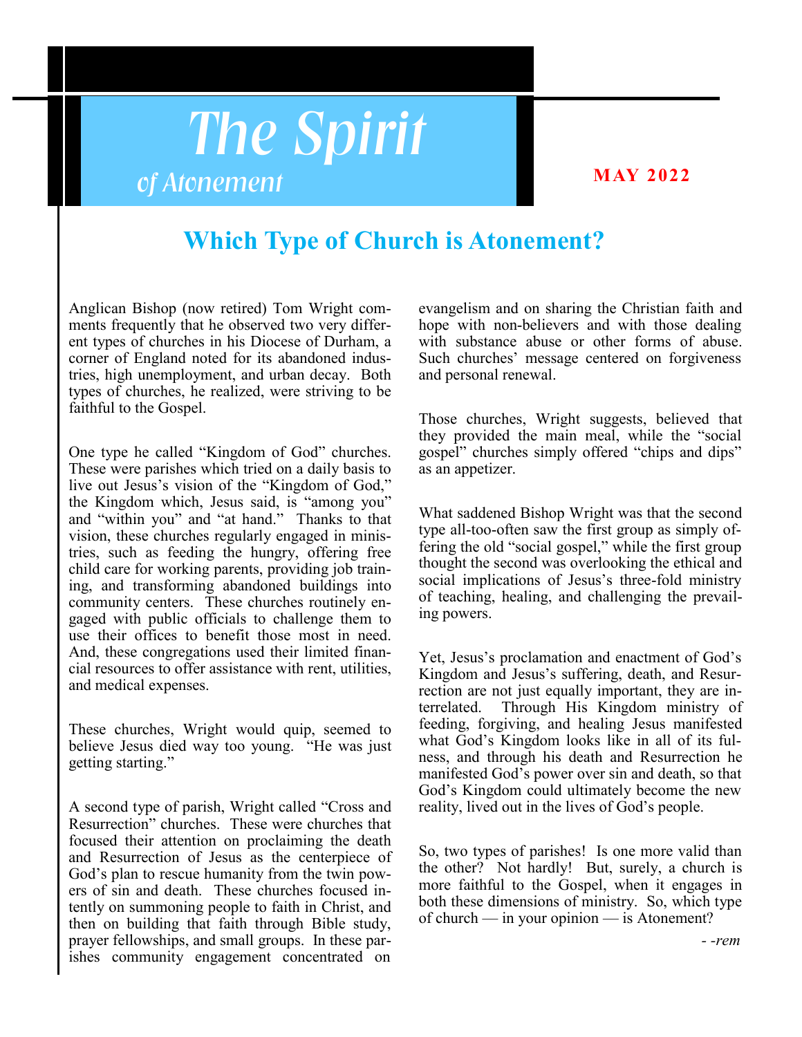# The Spirit

*of Atonement*

**MAY 2022**

## Which Type of Church is Atonement?

Anglican Bishop (now retired) Tom Wright comments frequently that he observed two very different types of churches in his Diocese of Durham, a corner of England noted for its abandoned industries, high unemployment, and urban decay. Both types of churches, he realized, were striving to be faithful to the Gospel.

One type he called "Kingdom of God" churches. These were parishes which tried on a daily basis to live out Jesus's vision of the "Kingdom of God," the Kingdom which, Jesus said, is "among you" and "within you" and "at hand." Thanks to that vision, these churches regularly engaged in ministries, such as feeding the hungry, offering free child care for working parents, providing job training, and transforming abandoned buildings into community centers. These churches routinely engaged with public officials to challenge them to use their offices to benefit those most in need. And, these congregations used their limited financial resources to offer assistance with rent, utilities, and medical expenses.

These churches, Wright would quip, seemed to believe Jesus died way too young. "He was just getting starting."

A second type of parish, Wright called "Cross and Resurrection" churches. These were churches that focused their attention on proclaiming the death and Resurrection of Jesus as the centerpiece of God's plan to rescue humanity from the twin powers of sin and death. These churches focused intently on summoning people to faith in Christ, and then on building that faith through Bible study, prayer fellowships, and small groups. In these parishes community engagement concentrated on evangelism and on sharing the Christian faith and hope with non-believers and with those dealing with substance abuse or other forms of abuse. Such churches' message centered on forgiveness and personal renewal.

Those churches, Wright suggests, believed that they provided the main meal, while the "social gospel" churches simply offered "chips and dips" as an appetizer.

What saddened Bishop Wright was that the second type all-too-often saw the first group as simply offering the old "social gospel," while the first group thought the second was overlooking the ethical and social implications of Jesus's three-fold ministry of teaching, healing, and challenging the prevailing powers.

Yet, Jesus's proclamation and enactment of God's Kingdom and Jesus's suffering, death, and Resurrection are not just equally important, they are interrelated. Through His Kingdom ministry of feeding, forgiving, and healing Jesus manifested what God's Kingdom looks like in all of its fulness, and through his death and Resurrection he manifested God's power over sin and death, so that God's Kingdom could ultimately become the new reality, lived out in the lives of God's people.

So, two types of parishes! Is one more valid than the other? Not hardly! But, surely, a church is more faithful to the Gospel, when it engages in both these dimensions of ministry. So, which type of church — in your opinion — is Atonement?

*- -rem*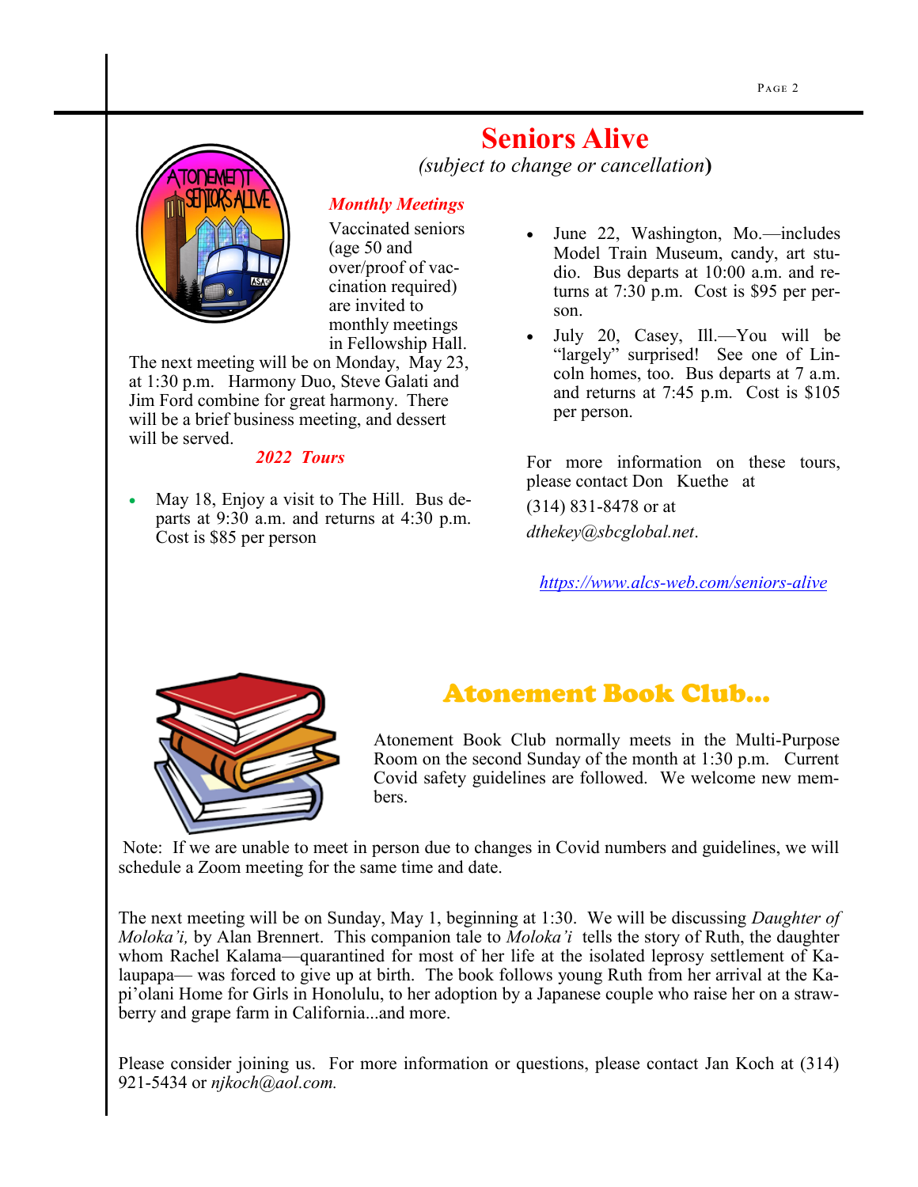# Seniors Alive

*(subject to change or cancellation)*

### *Monthly Meetings*

Vaccinated seniors (age 50 and over/proof of vaccination required) are invited to monthly meetings in Fellowship Hall. The next meeting will be on Monday, May 23, at 1:30 p.m. Harmony Duo, Steve Galati and Jim Ford combine for great harmony. There will be a brief business meeting, and dessert will be served.

### *2022 Tours*

- May 18, Enjoy a visit to The Hill. Bus departs at 9:30 a.m. and returns at 4:30 p.m. Cost is $85 per person
- June 22, Washington, Mo.—includes Model Train Museum, candy, art studio. Bus departs at 10:00 a.m. and returns at 7:30 p.m. Cost is $95 per person.
- July 20, Casey, Ill.—You will be "largely" surprised! See one of Lincoln homes, too. Bus departs at 7 a.m. and returns at 7:45 p.m. Cost is $105 per person.

For more information on these tours, please contact Don Kuethe at (314) 831-8478 or at *dthekey@sbcglobal.net*.

https://www.alcs-web.com/seniors-alive

# Atonement Book Club...

Atonement Book Club normally meets in the Multi-Purpose Room on the second Sunday of the month at 1:30 p.m. Current Covid safety guidelines are followed. We welcome new members.

Note: If we are unable to meet in person due to changes in Covid numbers and guidelines, we will schedule a Zoom meeting for the same time and date.

The next meeting will be on Sunday, May 1, beginning at 1:30. We will be discussing *Daughter of Moloka'i,* by Alan Brennert. This companion tale to *Moloka'i* tells the story of Ruth, the daughter whom Rachel Kalama—quarantined for most of her life at the isolated leprosy settlement of Kalaupapa— was forced to give up at birth. The book follows young Ruth from her arrival at the Kapi'olani Home for Girls in Honolulu, to her adoption by a Japanese couple who raise her on a strawberry and grape farm in California...and more.

Please consider joining us. For more information or questions, please contact Jan Koch at (314) 921-5434 or *njkoch@aol.com.*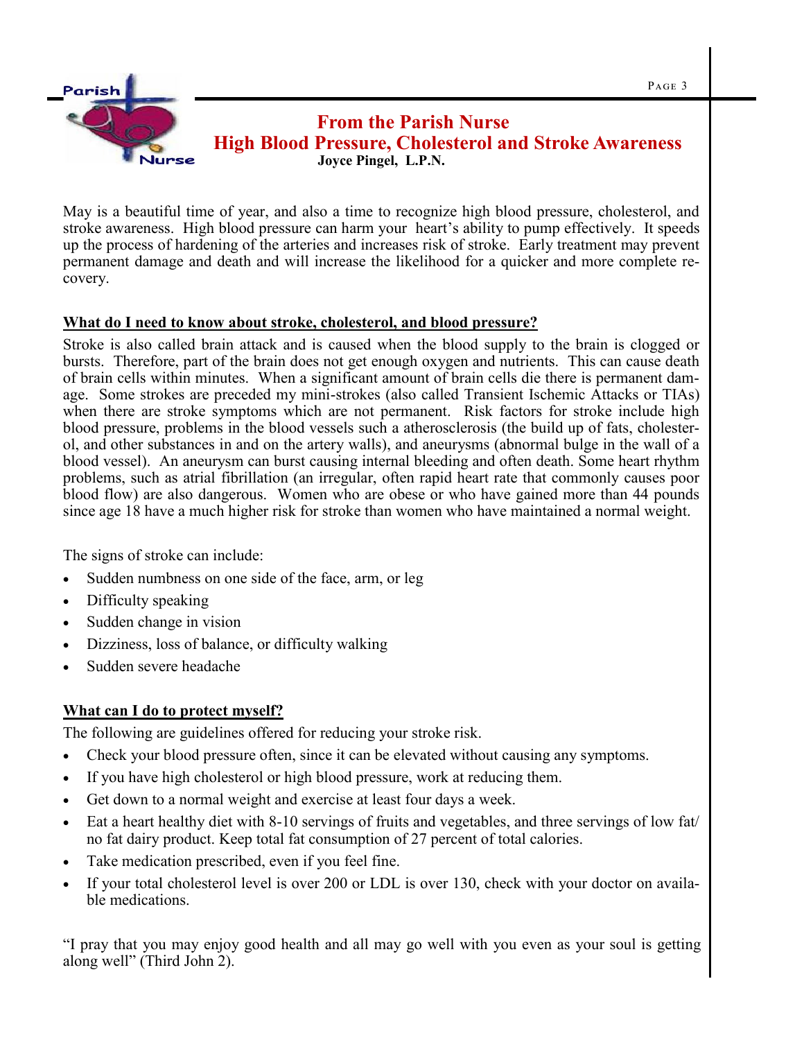## From the Parish Nurse
## High Blood Pressure, Cholesterol and Stroke Awareness

**Joyce Pingel, L.P.N.**

May is a beautiful time of year, and also a time to recognize high blood pressure, cholesterol, and stroke awareness. High blood pressure can harm your heart's ability to pump effectively. It speeds up the process of hardening of the arteries and increases risk of stroke. Early treatment may prevent permanent damage and death and will increase the likelihood for a quicker and more complete recovery.

### What do I need to know about stroke, cholesterol, and blood pressure?

Stroke is also called brain attack and is caused when the blood supply to the brain is clogged or bursts. Therefore, part of the brain does not get enough oxygen and nutrients. This can cause death of brain cells within minutes. When a significant amount of brain cells die there is permanent damage. Some strokes are preceded my mini-strokes (also called Transient Ischemic Attacks or TIAs) when there are stroke symptoms which are not permanent. Risk factors for stroke include high blood pressure, problems in the blood vessels such a atherosclerosis (the build up of fats, cholesterol, and other substances in and on the artery walls), and aneurysms (abnormal bulge in the wall of a blood vessel). An aneurysm can burst causing internal bleeding and often death. Some heart rhythm problems, such as atrial fibrillation (an irregular, often rapid heart rate that commonly causes poor blood flow) are also dangerous. Women who are obese or who have gained more than 44 pounds since age 18 have a much higher risk for stroke than women who have maintained a normal weight.

The signs of stroke can include:

- Sudden numbness on one side of the face, arm, or leg
- Difficulty speaking
- Sudden change in vision
- Dizziness, loss of balance, or difficulty walking
- Sudden severe headache

### What can I do to protect myself?

The following are guidelines offered for reducing your stroke risk.

- Check your blood pressure often, since it can be elevated without causing any symptoms.
- If you have high cholesterol or high blood pressure, work at reducing them.
- Get down to a normal weight and exercise at least four days a week.
- Eat a heart healthy diet with 8-10 servings of fruits and vegetables, and three servings of low fat/no fat dairy product. Keep total fat consumption of 27 percent of total calories.
- Take medication prescribed, even if you feel fine.
- If your total cholesterol level is over 200 or LDL is over 130, check with your doctor on available medications.

"I pray that you may enjoy good health and all may go well with you even as your soul is getting along well" (Third John 2).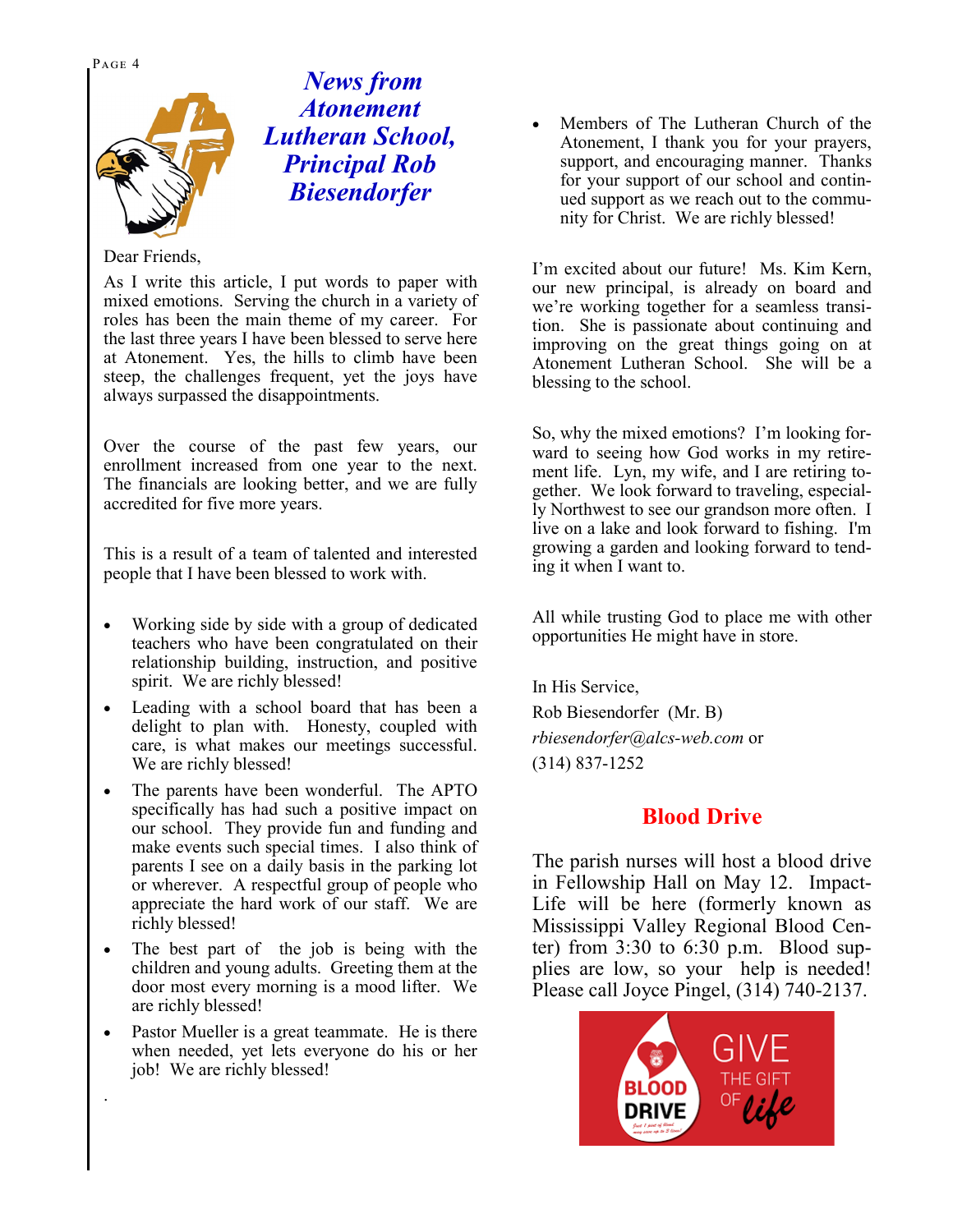# News from Atonement Lutheran School, Principal Rob Biesendorfer

Dear Friends,

As I write this article, I put words to paper with mixed emotions. Serving the church in a variety of roles has been the main theme of my career. For the last three years I have been blessed to serve here at Atonement. Yes, the hills to climb have been steep, the challenges frequent, yet the joys have always surpassed the disappointments.

Over the course of the past few years, our enrollment increased from one year to the next. The financials are looking better, and we are fully accredited for five more years.

This is a result of a team of talented and interested people that I have been blessed to work with.

- Working side by side with a group of dedicated teachers who have been congratulated on their relationship building, instruction, and positive spirit. We are richly blessed!
- Leading with a school board that has been a delight to plan with. Honesty, coupled with care, is what makes our meetings successful. We are richly blessed!
- The parents have been wonderful. The APTO specifically has had such a positive impact on our school. They provide fun and funding and make events such special times. I also think of parents I see on a daily basis in the parking lot or wherever. A respectful group of people who appreciate the hard work of our staff. We are richly blessed!
- The best part of the job is being with the children and young adults. Greeting them at the door most every morning is a mood lifter. We are richly blessed!
- Pastor Mueller is a great teammate. He is there when needed, yet lets everyone do his or her job! We are richly blessed!
- Members of The Lutheran Church of the Atonement, I thank you for your prayers, support, and encouraging manner. Thanks for your support of our school and continued support as we reach out to the community for Christ. We are richly blessed!

I'm excited about our future! Ms. Kim Kern, our new principal, is already on board and we're working together for a seamless transition. She is passionate about continuing and improving on the great things going on at Atonement Lutheran School. She will be a blessing to the school.

So, why the mixed emotions? I'm looking forward to seeing how God works in my retirement life. Lyn, my wife, and I are retiring together. We look forward to traveling, especially Northwest to see our grandson more often. I live on a lake and look forward to fishing. I'm growing a garden and looking forward to tending it when I want to.

All while trusting God to place me with other opportunities He might have in store.

In His Service,

Rob Biesendorfer (Mr. B)

*rbiesendorfer@alcs-web.com* or

(314) 837-1252

## Blood Drive

The parish nurses will host a blood drive in Fellowship Hall on May 12. ImpactLife will be here (formerly known as Mississippi Valley Regional Blood Center) from 3:30 to 6:30 p.m. Blood supplies are low, so your help is needed! Please call Joyce Pingel, (314) 740-2137.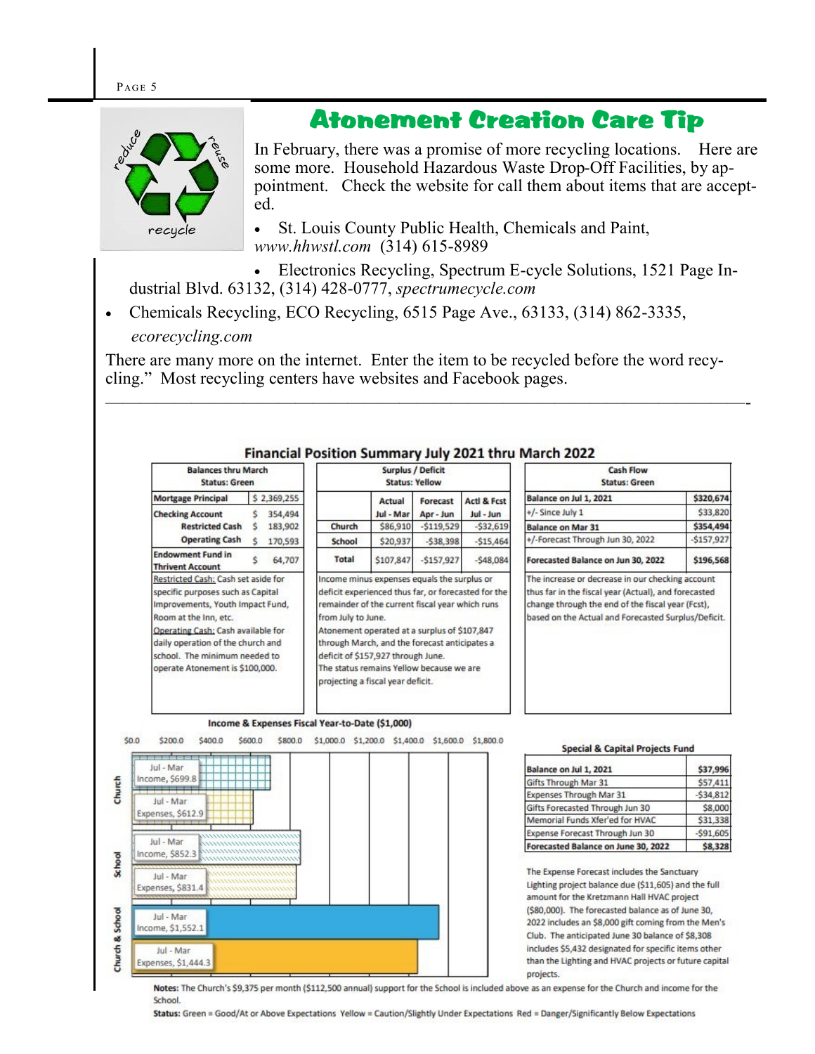# Atonement Creation Care Tip

In February, there was a promise of more recycling locations. Here are some more. Household Hazardous Waste Drop-Off Facilities, by appointment. Check the website for call them about items that are accepted.

- St. Louis County Public Health, Chemicals and Paint, *www.hhwstl.com* (314) 615-8989
- Electronics Recycling, Spectrum E-cycle Solutions, 1521 Page Industrial Blvd. 63132, (314) 428-0777, *spectrumecycle.com*
- Chemicals Recycling, ECO Recycling, 6515 Page Ave., 63133, (314) 862-3335, *ecorecycling.com*

There are many more on the internet. Enter the item to be recycled before the word recycling." Most recycling centers have websites and Facebook pages.

---

## Financial Position Summary July 2021 thru March 2022

**Balances thru March — Status: Green**

| | |
|---|---|
| Mortgage Principal | $ 2,369,255 |
| Checking Account | $ 354,494 |
| Restricted Cash | $ 183,902 |
| Operating Cash | $ 170,593 |
| Endowment Fund in Thrivent Account | $ 64,707 |

Restricted Cash: Cash set aside for specific purposes such as Capital Improvements, Youth Impact Fund, Room at the Inn, etc.
Operating Cash: Cash available for daily operation of the church and school. The minimum needed to operate Atonement is $100,000.

**Surplus / Deficit — Status: Yellow**

| | Actual Jul - Mar | Forecast Apr - Jun | Actl & Fcst Jul - Jun |
|---|---|---|---|
| Church | $86,910 | -$119,529 | -$32,619 |
| School | $20,937 | -$38,398 | -$15,464 |
| Total | $107,847 | -$157,927 | -$48,084 |

Income minus expenses equals the surplus or deficit experienced thus far, or forecasted for the remainder of the current fiscal year which runs from July to June.
Atonement operated at a surplus of $107,847 through March, and the forecast anticipates a deficit of $157,927 through June.
The status remains Yellow because we are projecting a fiscal year deficit.

**Cash Flow — Status: Green**

| | |
|---|---|
| Balance on Jul 1, 2021 | $320,674 |
| +/- Since July 1 | $33,820 |
| Balance on Mar 31 | $354,494 |
| +/-Forecast Through Jun 30, 2022 | -$157,927 |
| Forecasted Balance on Jun 30, 2022 | $196,568 |

The increase or decrease in our checking account thus far in the fiscal year (Actual), and forecasted change through the end of the fiscal year (Fcst), based on the Actual and Forecasted Surplus/Deficit.

**Income & Expenses Fiscal Year-to-Date ($1,000)**

| | | |
|---|---|---|
| Church | Jul - Mar Income | $699.8 |
| Church | Jul - Mar Expenses | $612.9 |
| School | Jul - Mar Income | $852.3 |
| School | Jul - Mar Expenses | $831.4 |
| Church & School | Jul - Mar Income | $1,552.1 |
| Church & School | Jul - Mar Expenses | $1,444.3 |

**Special & Capital Projects Fund**

| | |
|---|---|
| Balance on Jul 1, 2021 | $37,996 |
| Gifts Through Mar 31 | $57,411 |
| Expenses Through Mar 31 | -$34,812 |
| Gifts Forecasted Through Jun 30 | $8,000 |
| Memorial Funds Xfer'ed for HVAC | $31,338 |
| Expense Forecast Through Jun 30 | -$91,605 |
| Forecasted Balance on June 30, 2022 | $8,328 |

The Expense Forecast includes the Sanctuary Lighting project balance due ($11,605) and the full amount for the Kretzmann Hall HVAC project ($80,000). The forecasted balance as of June 30, 2022 includes an $8,000 gift coming from the Men's Club. The anticipated June 30 balance of $8,308 includes $5,432 designated for specific items other than the Lighting and HVAC projects or future capital projects.

**Notes:** The Church's $9,375 per month ($112,500 annual) support for the School is included above as an expense for the Church and income for the School.

**Status:** Green = Good/At or Above Expectations Yellow = Caution/Slightly Under Expectations Red = Danger/Significantly Below Expectations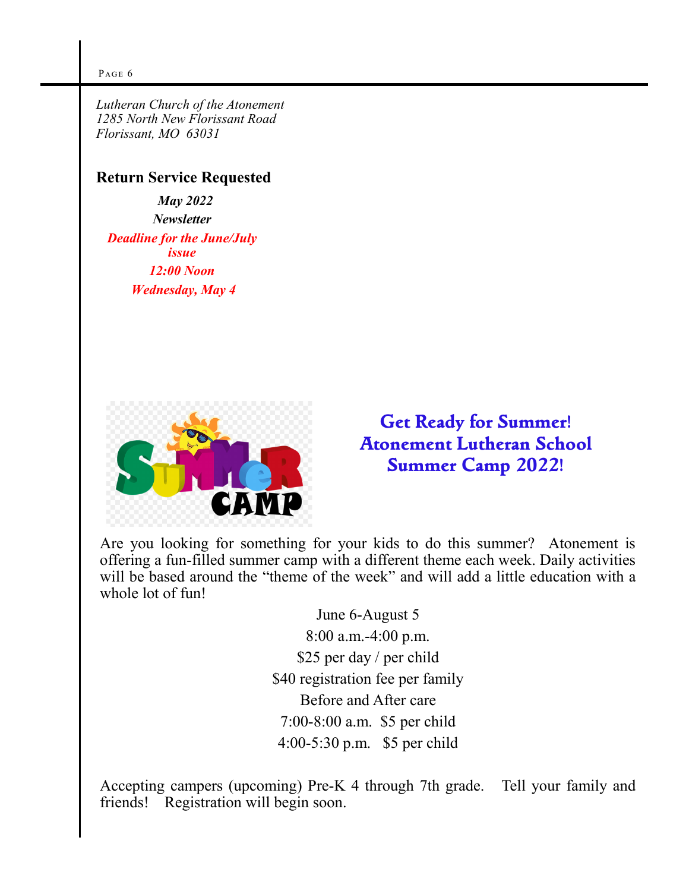*Lutheran Church of the Atonement*
*1285 North New Florissant Road*
*Florissant, MO 63031*

**Return Service Requested**

***May 2022***
***Newsletter***

***Deadline for the June/July issue***
***12:00 Noon***
***Wednesday, May 4***

## Get Ready for Summer!
## Atonement Lutheran School Summer Camp 2022!

Are you looking for something for your kids to do this summer? Atonement is offering a fun-filled summer camp with a different theme each week. Daily activities will be based around the "theme of the week" and will add a little education with a whole lot of fun!

June 6-August 5
8:00 a.m.-4:00 p.m.
$25 per day / per child
$40 registration fee per family
Before and After care
7:00-8:00 a.m. $5 per child
4:00-5:30 p.m. $5 per child

Accepting campers (upcoming) Pre-K 4 through 7th grade. Tell your family and friends! Registration will begin soon.